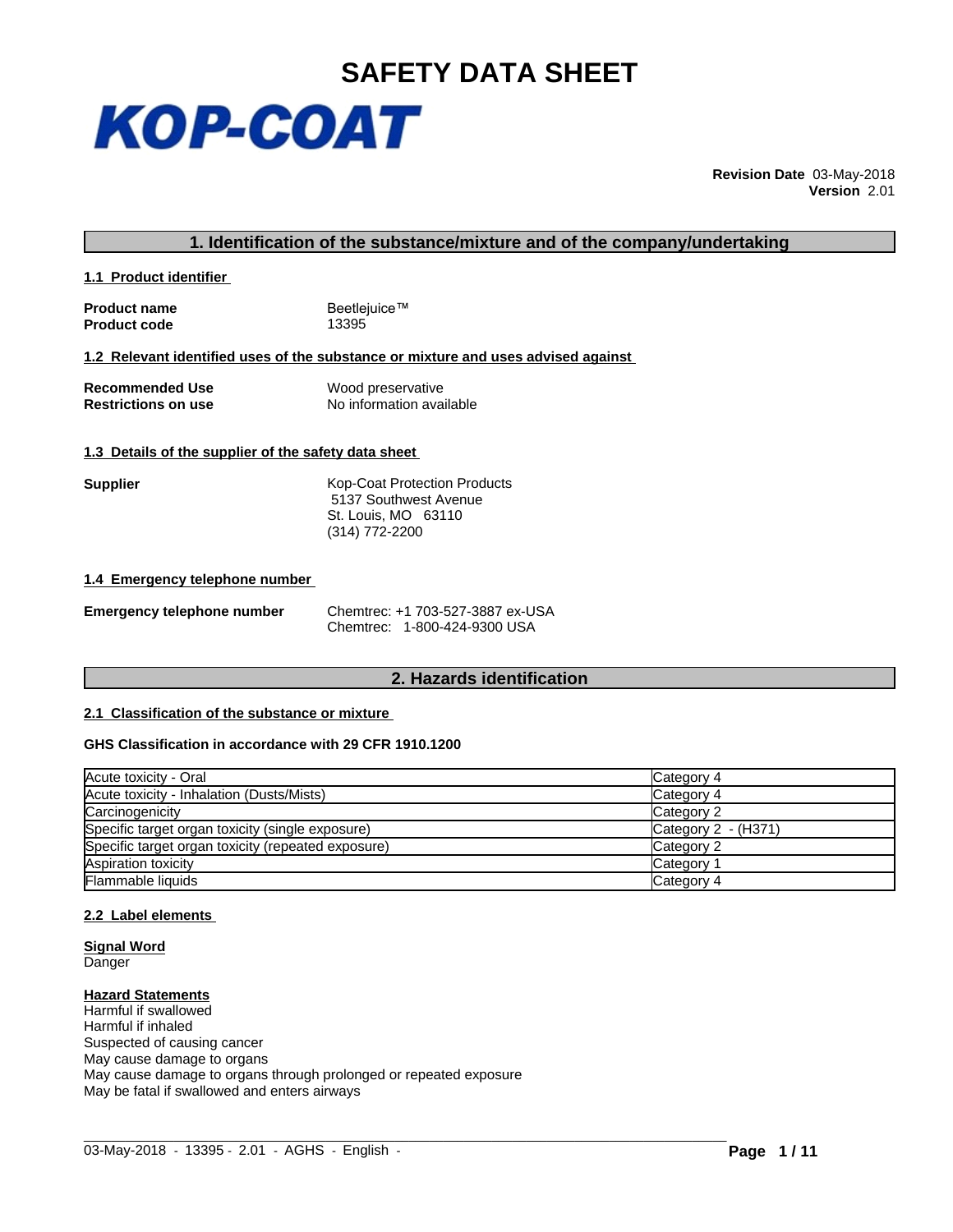# SAFETY DATA SHEET

**KOP-COAT**

**Revision Date** 03-May-2018
**Version** 2.01

## 1. Identification of the substance/mixture and of the company/undertaking

### 1.1 Product identifier

**Product name** Beetlejuice™
**Product code** 13395

### 1.2 Relevant identified uses of the substance or mixture and uses advised against

**Recommended Use** Wood preservative
**Restrictions on use** No information available

### 1.3 Details of the supplier of the safety data sheet

**Supplier**
Kop-Coat Protection Products
5137 Southwest Avenue
St. Louis, MO 63110
(314) 772-2200

### 1.4 Emergency telephone number

**Emergency telephone number**
Chemtrec: +1 703-527-3887 ex-USA
Chemtrec: 1-800-424-9300 USA

## 2. Hazards identification

### 2.1 Classification of the substance or mixture

**GHS Classification in accordance with 29 CFR 1910.1200**

| | |
|---|---|
| Acute toxicity - Oral | Category 4 |
| Acute toxicity - Inhalation (Dusts/Mists) | Category 4 |
| Carcinogenicity | Category 2 |
| Specific target organ toxicity (single exposure) | Category 2 - (H371) |
| Specific target organ toxicity (repeated exposure) | Category 2 |
| Aspiration toxicity | Category 1 |
| Flammable liquids | Category 4 |

### 2.2 Label elements

**Signal Word**
Danger

**Hazard Statements**
Harmful if swallowed
Harmful if inhaled
Suspected of causing cancer
May cause damage to organs
May cause damage to organs through prolonged or repeated exposure
May be fatal if swallowed and enters airways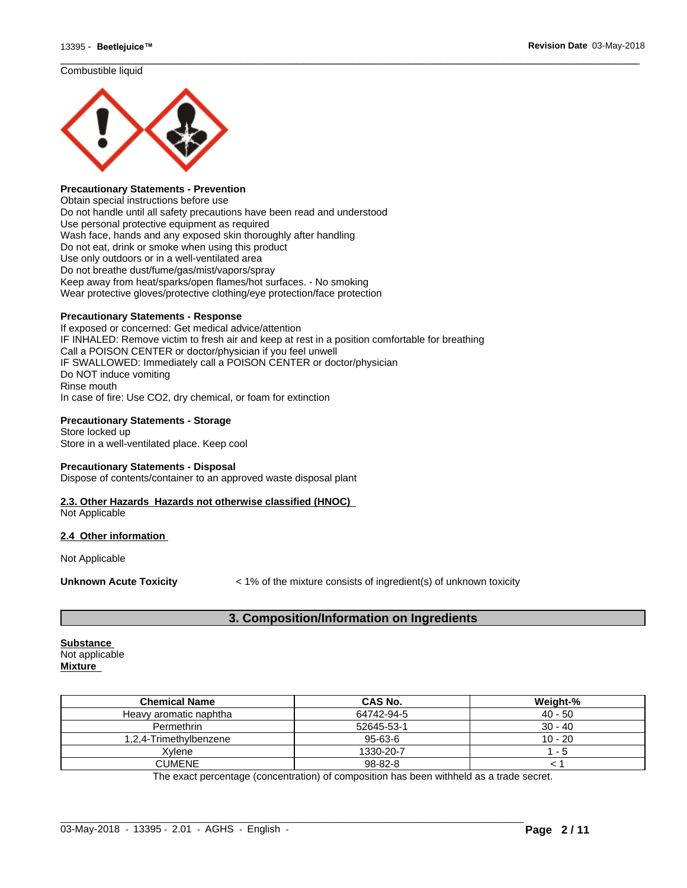Combustible liquid

**Precautionary Statements - Prevention**
Obtain special instructions before use
Do not handle until all safety precautions have been read and understood
Use personal protective equipment as required
Wash face, hands and any exposed skin thoroughly after handling
Do not eat, drink or smoke when using this product
Use only outdoors or in a well-ventilated area
Do not breathe dust/fume/gas/mist/vapors/spray
Keep away from heat/sparks/open flames/hot surfaces. - No smoking
Wear protective gloves/protective clothing/eye protection/face protection

**Precautionary Statements - Response**
If exposed or concerned: Get medical advice/attention
IF INHALED: Remove victim to fresh air and keep at rest in a position comfortable for breathing
Call a POISON CENTER or doctor/physician if you feel unwell
IF SWALLOWED: Immediately call a POISON CENTER or doctor/physician
Do NOT induce vomiting
Rinse mouth
In case of fire: Use CO2, dry chemical, or foam for extinction

**Precautionary Statements - Storage**
Store locked up
Store in a well-ventilated place. Keep cool

**Precautionary Statements - Disposal**
Dispose of contents/container to an approved waste disposal plant

**2.3. Other Hazards Hazards not otherwise classified (HNOC)**
Not Applicable

**2.4 Other information**

Not Applicable

**Unknown Acute Toxicity** < 1% of the mixture consists of ingredient(s) of unknown toxicity

## 3. Composition/Information on Ingredients

**Substance**
Not applicable
**Mixture**

| Chemical Name | CAS No. | Weight-% |
|---|---|---|
| Heavy aromatic naphtha | 64742-94-5 | 40 - 50 |
| Permethrin | 52645-53-1 | 30 - 40 |
| 1,2,4-Trimethylbenzene | 95-63-6 | 10 - 20 |
| Xylene | 1330-20-7 | 1 - 5 |
| CUMENE | 98-82-8 | < 1 |

The exact percentage (concentration) of composition has been withheld as a trade secret.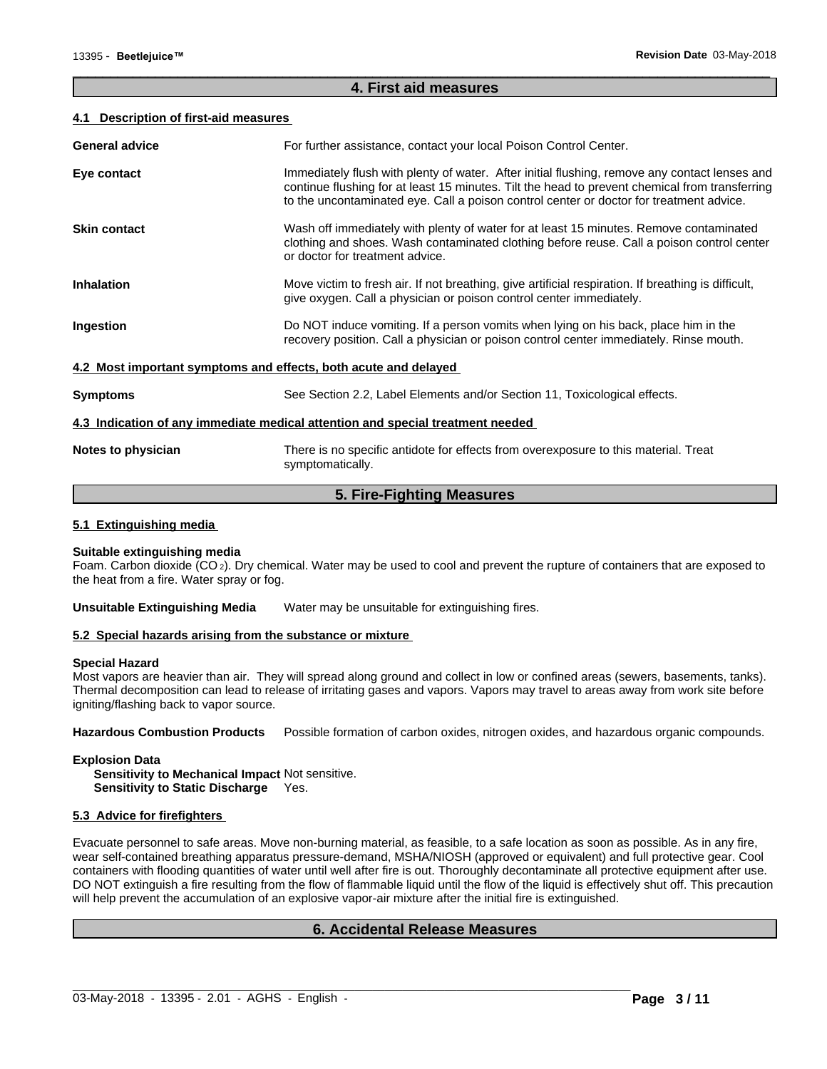## 4. First aid measures

### 4.1 Description of first-aid measures

**General advice** For further assistance, contact your local Poison Control Center.

**Eye contact** Immediately flush with plenty of water. After initial flushing, remove any contact lenses and continue flushing for at least 15 minutes. Tilt the head to prevent chemical from transferring to the uncontaminated eye. Call a poison control center or doctor for treatment advice.

**Skin contact** Wash off immediately with plenty of water for at least 15 minutes. Remove contaminated clothing and shoes. Wash contaminated clothing before reuse. Call a poison control center or doctor for treatment advice.

**Inhalation** Move victim to fresh air. If not breathing, give artificial respiration. If breathing is difficult, give oxygen. Call a physician or poison control center immediately.

**Ingestion** Do NOT induce vomiting. If a person vomits when lying on his back, place him in the recovery position. Call a physician or poison control center immediately. Rinse mouth.

### 4.2 Most important symptoms and effects, both acute and delayed

**Symptoms** See Section 2.2, Label Elements and/or Section 11, Toxicological effects.

### 4.3 Indication of any immediate medical attention and special treatment needed

**Notes to physician** There is no specific antidote for effects from overexposure to this material. Treat symptomatically.

## 5. Fire-Fighting Measures

### 5.1 Extinguishing media

**Suitable extinguishing media**
Foam. Carbon dioxide ($CO_2$). Dry chemical. Water may be used to cool and prevent the rupture of containers that are exposed to the heat from a fire. Water spray or fog.

**Unsuitable Extinguishing Media** Water may be unsuitable for extinguishing fires.

### 5.2 Special hazards arising from the substance or mixture

**Special Hazard**
Most vapors are heavier than air. They will spread along ground and collect in low or confined areas (sewers, basements, tanks). Thermal decomposition can lead to release of irritating gases and vapors. Vapors may travel to areas away from work site before igniting/flashing back to vapor source.

**Hazardous Combustion Products** Possible formation of carbon oxides, nitrogen oxides, and hazardous organic compounds.

**Explosion Data**
**Sensitivity to Mechanical Impact** Not sensitive.
**Sensitivity to Static Discharge** Yes.

### 5.3 Advice for firefighters

Evacuate personnel to safe areas. Move non-burning material, as feasible, to a safe location as soon as possible. As in any fire, wear self-contained breathing apparatus pressure-demand, MSHA/NIOSH (approved or equivalent) and full protective gear. Cool containers with flooding quantities of water until well after fire is out. Thoroughly decontaminate all protective equipment after use. DO NOT extinguish a fire resulting from the flow of flammable liquid until the flow of the liquid is effectively shut off. This precaution will help prevent the accumulation of an explosive vapor-air mixture after the initial fire is extinguished.

## 6. Accidental Release Measures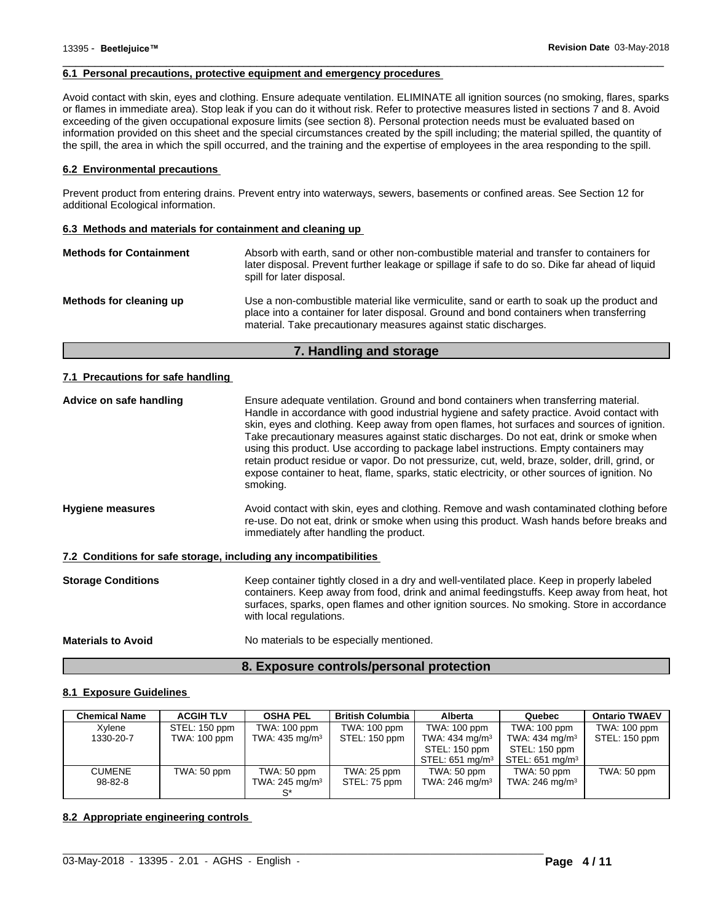### 6.1 Personal precautions, protective equipment and emergency procedures

Avoid contact with skin, eyes and clothing. Ensure adequate ventilation. ELIMINATE all ignition sources (no smoking, flares, sparks or flames in immediate area). Stop leak if you can do it without risk. Refer to protective measures listed in sections 7 and 8. Avoid exceeding of the given occupational exposure limits (see section 8). Personal protection needs must be evaluated based on information provided on this sheet and the special circumstances created by the spill including; the material spilled, the quantity of the spill, the area in which the spill occurred, and the training and the expertise of employees in the area responding to the spill.

### 6.2 Environmental precautions

Prevent product from entering drains. Prevent entry into waterways, sewers, basements or confined areas. See Section 12 for additional Ecological information.

### 6.3 Methods and materials for containment and cleaning up

**Methods for Containment**

Absorb with earth, sand or other non-combustible material and transfer to containers for later disposal. Prevent further leakage or spillage if safe to do so. Dike far ahead of liquid spill for later disposal.

**Methods for cleaning up**

Use a non-combustible material like vermiculite, sand or earth to soak up the product and place into a container for later disposal. Ground and bond containers when transferring material. Take precautionary measures against static discharges.

## 7. Handling and storage

### 7.1 Precautions for safe handling

**Advice on safe handling**

Ensure adequate ventilation. Ground and bond containers when transferring material. Handle in accordance with good industrial hygiene and safety practice. Avoid contact with skin, eyes and clothing. Keep away from open flames, hot surfaces and sources of ignition. Take precautionary measures against static discharges. Do not eat, drink or smoke when using this product. Use according to package label instructions. Empty containers may retain product residue or vapor. Do not pressurize, cut, weld, braze, solder, drill, grind, or expose container to heat, flame, sparks, static electricity, or other sources of ignition. No smoking.

**Hygiene measures**

Avoid contact with skin, eyes and clothing. Remove and wash contaminated clothing before re-use. Do not eat, drink or smoke when using this product. Wash hands before breaks and immediately after handling the product.

### 7.2 Conditions for safe storage, including any incompatibilities

**Storage Conditions**

Keep container tightly closed in a dry and well-ventilated place. Keep in properly labeled containers. Keep away from food, drink and animal feedingstuffs. Keep away from heat, hot surfaces, sparks, open flames and other ignition sources. No smoking. Store in accordance with local regulations.

**Materials to Avoid**

No materials to be especially mentioned.

## 8. Exposure controls/personal protection

### 8.1 Exposure Guidelines

| Chemical Name | ACGIH TLV | OSHA PEL | British Columbia | Alberta | Quebec | Ontario TWAEV |
|---|---|---|---|---|---|---|
| Xylene<br>1330-20-7 | STEL: 150 ppm<br>TWA: 100 ppm | TWA: 100 ppm<br>TWA: 435 mg/m³ | TWA: 100 ppm<br>STEL: 150 ppm | TWA: 100 ppm<br>TWA: 434 mg/m³<br>STEL: 150 ppm<br>STEL: 651 mg/m³ | TWA: 100 ppm<br>TWA: 434 mg/m³<br>STEL: 150 ppm<br>STEL: 651 mg/m³ | TWA: 100 ppm<br>STEL: 150 ppm |
| CUMENE<br>98-82-8 | TWA: 50 ppm | TWA: 50 ppm<br>TWA: 245 mg/m³<br>S* | TWA: 25 ppm<br>STEL: 75 ppm | TWA: 50 ppm<br>TWA: 246 mg/m³ | TWA: 50 ppm<br>TWA: 246 mg/m³ | TWA: 50 ppm |

### 8.2 Appropriate engineering controls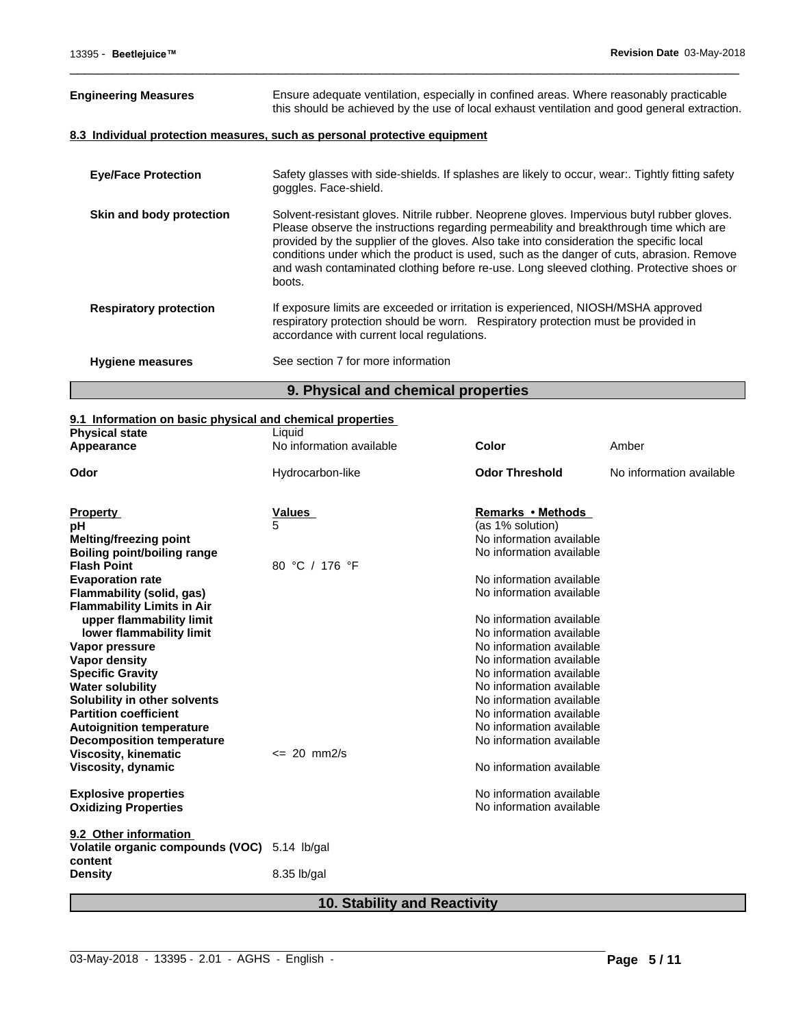| | |
|---|---|
| **Engineering Measures** | Ensure adequate ventilation, especially in confined areas. Where reasonably practicable this should be achieved by the use of local exhaust ventilation and good general extraction. |

**8.3 Individual protection measures, such as personal protective equipment**

| | |
|---|---|
| **Eye/Face Protection** | Safety glasses with side-shields. If splashes are likely to occur, wear:. Tightly fitting safety goggles. Face-shield. |
| **Skin and body protection** | Solvent-resistant gloves. Nitrile rubber. Neoprene gloves. Impervious butyl rubber gloves. Please observe the instructions regarding permeability and breakthrough time which are provided by the supplier of the gloves. Also take into consideration the specific local conditions under which the product is used, such as the danger of cuts, abrasion. Remove and wash contaminated clothing before re-use. Long sleeved clothing. Protective shoes or boots. |
| **Respiratory protection** | If exposure limits are exceeded or irritation is experienced, NIOSH/MSHA approved respiratory protection should be worn. Respiratory protection must be provided in accordance with current local regulations. |
| **Hygiene measures** | See section 7 for more information |

## 9. Physical and chemical properties

**9.1 Information on basic physical and chemical properties**

| | | | |
|---|---|---|---|
| **Physical state** | Liquid | | |
| **Appearance** | No information available | **Color** | Amber |
| **Odor** | Hydrocarbon-like | **Odor Threshold** | No information available |

| Property | Values | Remarks • Methods |
|---|---|---|
| **pH** | 5 | (as 1% solution) |
| **Melting/freezing point** | | No information available |
| **Boiling point/boiling range** | | No information available |
| **Flash Point** | 80 °C / 176 °F | |
| **Evaporation rate** | | No information available |
| **Flammability (solid, gas)** | | No information available |
| **Flammability Limits in Air** | | |
| **upper flammability limit** | | No information available |
| **lower flammability limit** | | No information available |
| **Vapor pressure** | | No information available |
| **Vapor density** | | No information available |
| **Specific Gravity** | | No information available |
| **Water solubility** | | No information available |
| **Solubility in other solvents** | | No information available |
| **Partition coefficient** | | No information available |
| **Autoignition temperature** | | No information available |
| **Decomposition temperature** | | No information available |
| **Viscosity, kinematic** | <= 20 mm2/s | |
| **Viscosity, dynamic** | | No information available |
| **Explosive properties** | | No information available |
| **Oxidizing Properties** | | No information available |

**9.2 Other information**

| | |
|---|---|
| **Volatile organic compounds (VOC) content** | 5.14 lb/gal |
| **Density** | 8.35 lb/gal |

## 10. Stability and Reactivity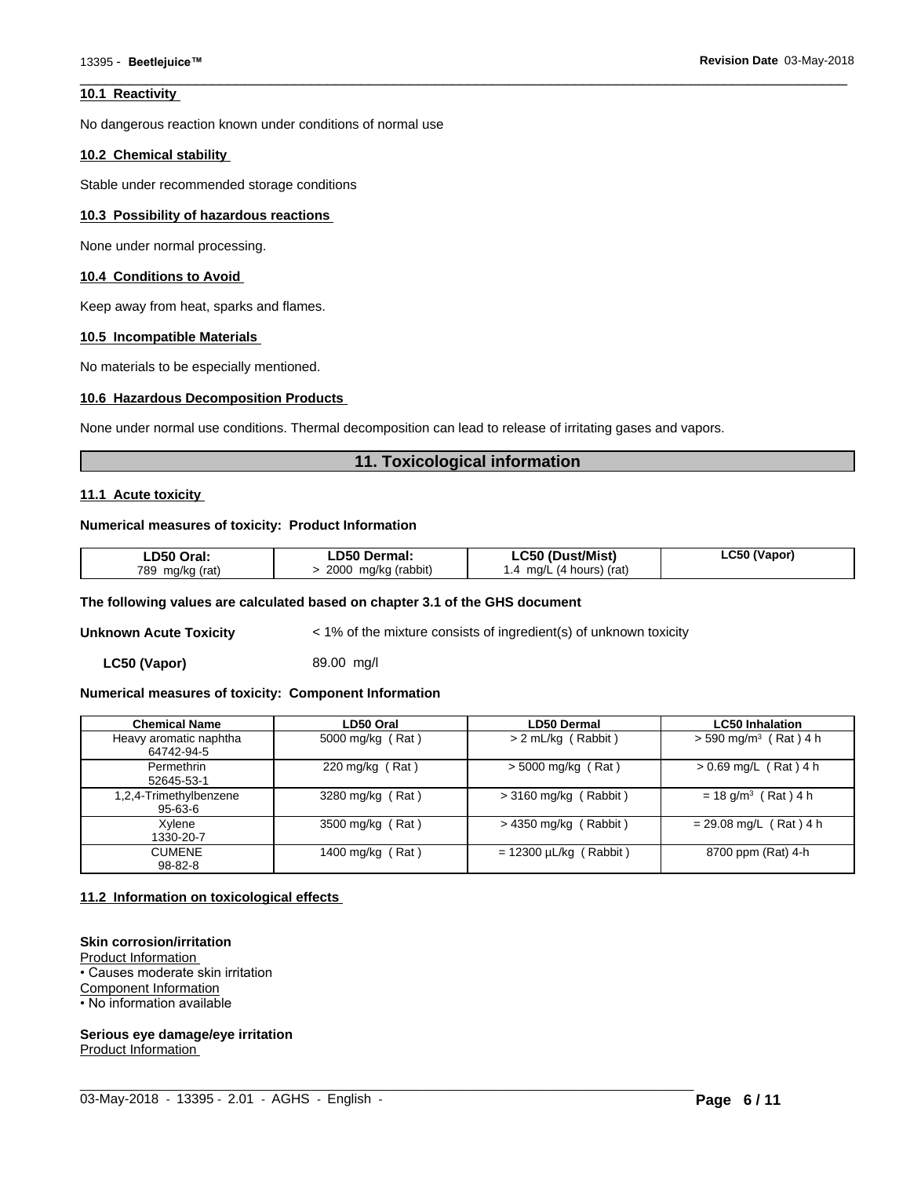### 10.1 Reactivity

No dangerous reaction known under conditions of normal use

### 10.2 Chemical stability

Stable under recommended storage conditions

### 10.3 Possibility of hazardous reactions

None under normal processing.

### 10.4 Conditions to Avoid

Keep away from heat, sparks and flames.

### 10.5 Incompatible Materials

No materials to be especially mentioned.

### 10.6 Hazardous Decomposition Products

None under normal use conditions. Thermal decomposition can lead to release of irritating gases and vapors.

## 11. Toxicological information

### 11.1 Acute toxicity

**Numerical measures of toxicity: Product Information**

| LD50 Oral: | LD50 Dermal: | LC50 (Dust/Mist) | LC50 (Vapor) |
|---|---|---|---|
| 789 mg/kg (rat) | > 2000 mg/kg (rabbit) | 1.4 mg/L (4 hours) (rat) | |

**The following values are calculated based on chapter 3.1 of the GHS document**

**Unknown Acute Toxicity** < 1% of the mixture consists of ingredient(s) of unknown toxicity

**LC50 (Vapor)** 89.00 mg/l

**Numerical measures of toxicity: Component Information**

| Chemical Name | LD50 Oral | LD50 Dermal | LC50 Inhalation |
|---|---|---|---|
| Heavy aromatic naphtha 64742-94-5 | 5000 mg/kg ( Rat ) | > 2 mL/kg ( Rabbit ) | > 590 mg/m$^3$ ( Rat ) 4 h |
| Permethrin 52645-53-1 | 220 mg/kg ( Rat ) | > 5000 mg/kg ( Rat ) | > 0.69 mg/L ( Rat ) 4 h |
| 1,2,4-Trimethylbenzene 95-63-6 | 3280 mg/kg ( Rat ) | > 3160 mg/kg ( Rabbit ) | = 18 g/m$^3$ ( Rat ) 4 h |
| Xylene 1330-20-7 | 3500 mg/kg ( Rat ) | > 4350 mg/kg ( Rabbit ) | = 29.08 mg/L ( Rat ) 4 h |
| CUMENE 98-82-8 | 1400 mg/kg ( Rat ) | = 12300 µL/kg ( Rabbit ) | 8700 ppm (Rat) 4-h |

### 11.2 Information on toxicological effects

**Skin corrosion/irritation**

Product Information

• Causes moderate skin irritation

Component Information

• No information available

**Serious eye damage/eye irritation**

Product Information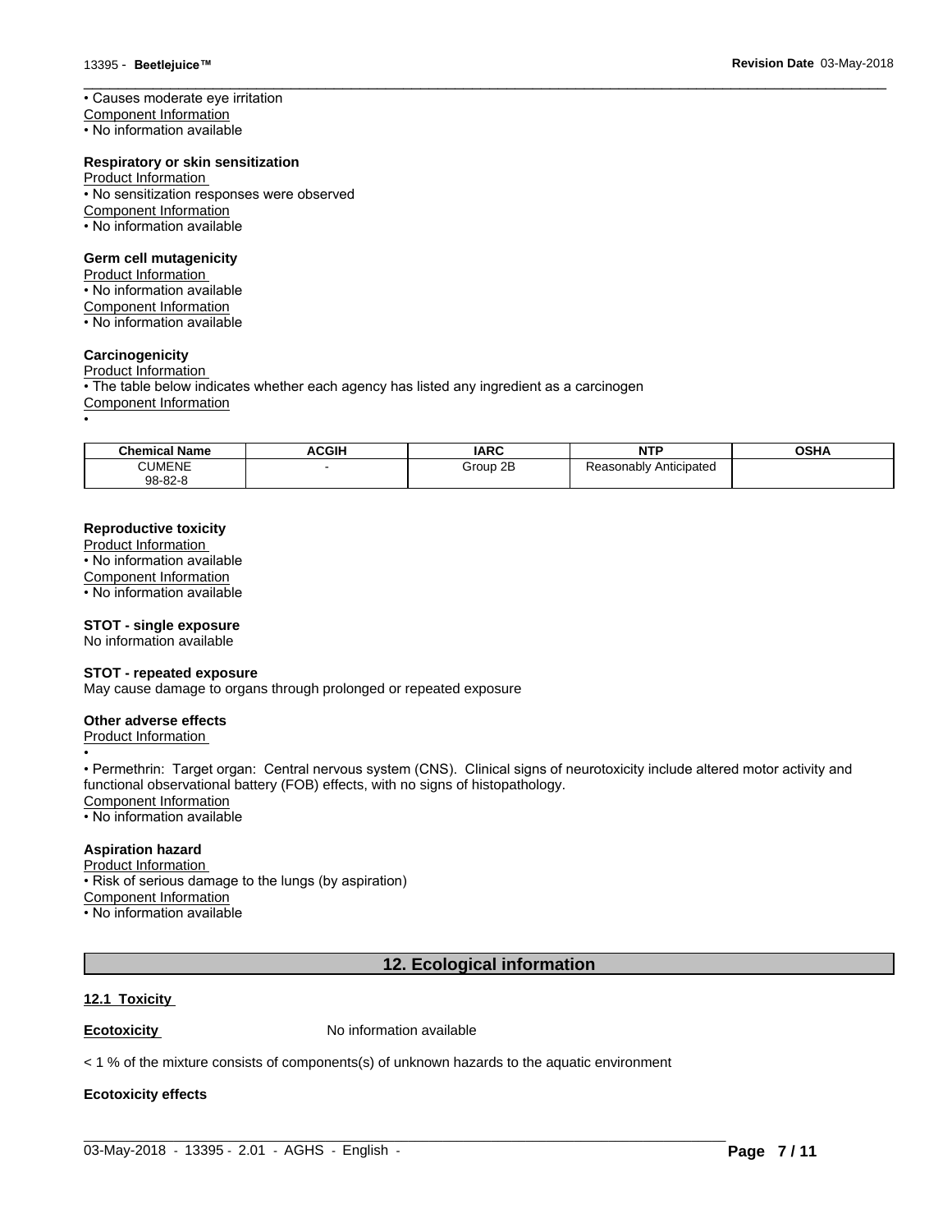• Causes moderate eye irritation

Component Information

• No information available

**Respiratory or skin sensitization**

Product Information

• No sensitization responses were observed

Component Information

• No information available

**Germ cell mutagenicity**

Product Information

• No information available

Component Information

• No information available

**Carcinogenicity**

Product Information

• The table below indicates whether each agency has listed any ingredient as a carcinogen

Component Information

•

| Chemical Name | ACGIH | IARC | NTP | OSHA |
|---|---|---|---|---|
| CUMENE 98-82-8 | - | Group 2B | Reasonably Anticipated | |

**Reproductive toxicity**

Product Information

• No information available

Component Information

• No information available

**STOT - single exposure**

No information available

**STOT - repeated exposure**

May cause damage to organs through prolonged or repeated exposure

**Other adverse effects**

Product Information

•

• Permethrin: Target organ: Central nervous system (CNS). Clinical signs of neurotoxicity include altered motor activity and functional observational battery (FOB) effects, with no signs of histopathology.

Component Information

• No information available

**Aspiration hazard**

Product Information

• Risk of serious damage to the lungs (by aspiration)

Component Information

• No information available

## 12. Ecological information

### 12.1 Toxicity

**Ecotoxicity** No information available

< 1 % of the mixture consists of components(s) of unknown hazards to the aquatic environment

**Ecotoxicity effects**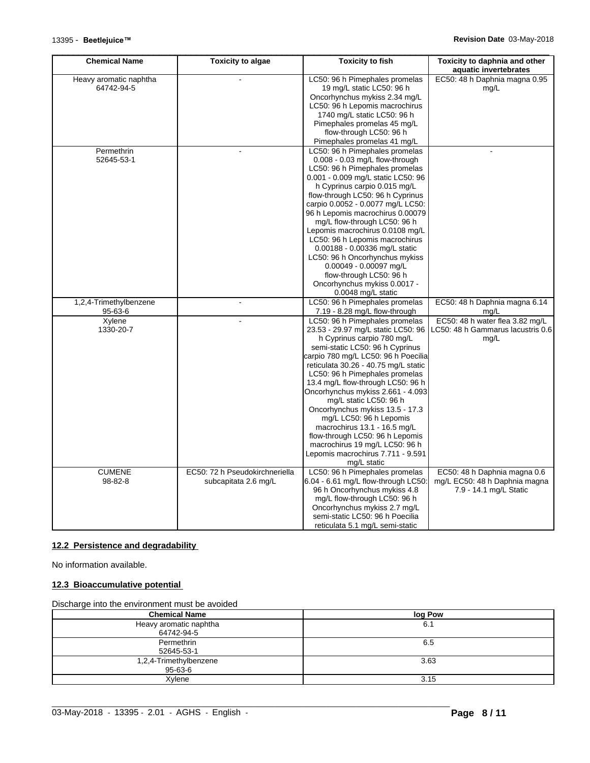| Chemical Name | Toxicity to algae | Toxicity to fish | Toxicity to daphnia and other aquatic invertebrates |
|---|---|---|---|
| Heavy aromatic naphtha 64742-94-5 | - | LC50: 96 h Pimephales promelas 19 mg/L static LC50: 96 h Oncorhynchus mykiss 2.34 mg/L LC50: 96 h Lepomis macrochirus 1740 mg/L static LC50: 96 h Pimephales promelas 45 mg/L flow-through LC50: 96 h Pimephales promelas 41 mg/L | EC50: 48 h Daphnia magna 0.95 mg/L |
| Permethrin 52645-53-1 | - | LC50: 96 h Pimephales promelas 0.008 - 0.03 mg/L flow-through LC50: 96 h Pimephales promelas 0.001 - 0.009 mg/L static LC50: 96 h Cyprinus carpio 0.015 mg/L flow-through LC50: 96 h Cyprinus carpio 0.0052 - 0.0077 mg/L LC50: 96 h Lepomis macrochirus 0.00079 mg/L flow-through LC50: 96 h Lepomis macrochirus 0.0108 mg/L LC50: 96 h Lepomis macrochirus 0.00188 - 0.00336 mg/L static LC50: 96 h Oncorhynchus mykiss 0.00049 - 0.00097 mg/L flow-through LC50: 96 h Oncorhynchus mykiss 0.0017 - 0.0048 mg/L static | - |
| 1,2,4-Trimethylbenzene 95-63-6 | - | LC50: 96 h Pimephales promelas 7.19 - 8.28 mg/L flow-through | EC50: 48 h Daphnia magna 6.14 mg/L |
| Xylene 1330-20-7 | - | LC50: 96 h Pimephales promelas 23.53 - 29.97 mg/L static LC50: 96 h Cyprinus carpio 780 mg/L semi-static LC50: 96 h Cyprinus carpio 780 mg/L LC50: 96 h Poecilia reticulata 30.26 - 40.75 mg/L static LC50: 96 h Pimephales promelas 13.4 mg/L flow-through LC50: 96 h Oncorhynchus mykiss 2.661 - 4.093 mg/L static LC50: 96 h Oncorhynchus mykiss 13.5 - 17.3 mg/L LC50: 96 h Lepomis macrochirus 13.1 - 16.5 mg/L flow-through LC50: 96 h Lepomis macrochirus 19 mg/L LC50: 96 h Lepomis macrochirus 7.711 - 9.591 mg/L static | EC50: 48 h water flea 3.82 mg/L LC50: 48 h Gammarus lacustris 0.6 mg/L |
| CUMENE 98-82-8 | EC50: 72 h Pseudokirchneriella subcapitata 2.6 mg/L | LC50: 96 h Pimephales promelas 6.04 - 6.61 mg/L flow-through LC50: 96 h Oncorhynchus mykiss 4.8 mg/L flow-through LC50: 96 h Oncorhynchus mykiss 2.7 mg/L semi-static LC50: 96 h Poecilia reticulata 5.1 mg/L semi-static | EC50: 48 h Daphnia magna 0.6 mg/L EC50: 48 h Daphnia magna 7.9 - 14.1 mg/L Static |

## 12.2 Persistence and degradability

No information available.

## 12.3 Bioaccumulative potential

Discharge into the environment must be avoided

| Chemical Name | log Pow |
|---|---|
| Heavy aromatic naphtha 64742-94-5 | 6.1 |
| Permethrin 52645-53-1 | 6.5 |
| 1,2,4-Trimethylbenzene 95-63-6 | 3.63 |
| Xylene | 3.15 |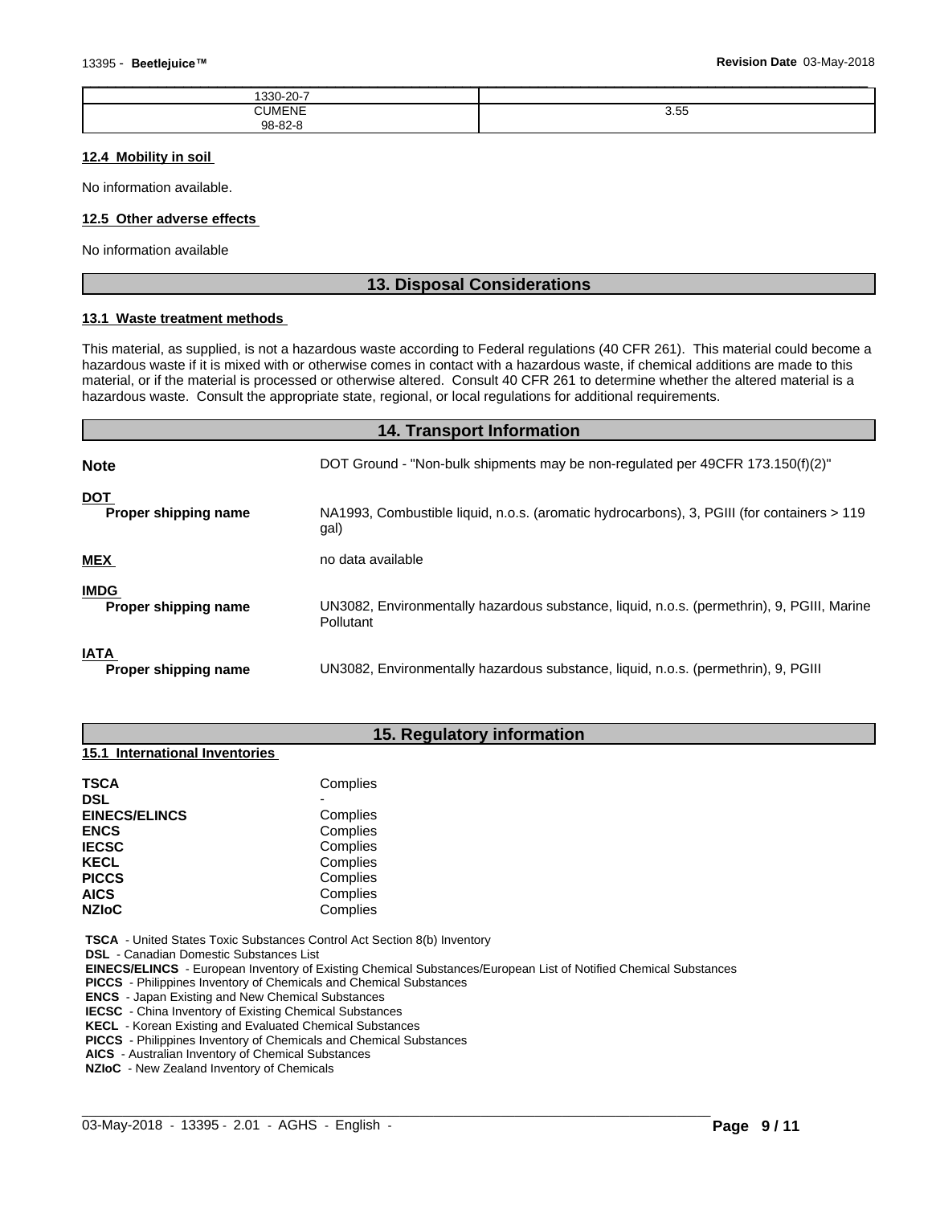| | |
|---|---|
| 1330-20-7 | |
| CUMENE<br>98-82-8 | 3.55 |

### 12.4 Mobility in soil

No information available.

### 12.5 Other adverse effects

No information available

## 13. Disposal Considerations

### 13.1 Waste treatment methods

This material, as supplied, is not a hazardous waste according to Federal regulations (40 CFR 261). This material could become a hazardous waste if it is mixed with or otherwise comes in contact with a hazardous waste, if chemical additions are made to this material, or if the material is processed or otherwise altered. Consult 40 CFR 261 to determine whether the altered material is a hazardous waste. Consult the appropriate state, regional, or local regulations for additional requirements.

## 14. Transport Information

**Note** DOT Ground - "Non-bulk shipments may be non-regulated per 49CFR 173.150(f)(2)"

**DOT**
**Proper shipping name** NA1993, Combustible liquid, n.o.s. (aromatic hydrocarbons), 3, PGIII (for containers > 119 gal)

**MEX** no data available

**IMDG**
**Proper shipping name** UN3082, Environmentally hazardous substance, liquid, n.o.s. (permethrin), 9, PGIII, Marine Pollutant

**IATA**
**Proper shipping name** UN3082, Environmentally hazardous substance, liquid, n.o.s. (permethrin), 9, PGIII

## 15. Regulatory information

### 15.1 International Inventories

| | |
|---|---|
| **TSCA** | Complies |
| **DSL** | - |
| **EINECS/ELINCS** | Complies |
| **ENCS** | Complies |
| **IECSC** | Complies |
| **KECL** | Complies |
| **PICCS** | Complies |
| **AICS** | Complies |
| **NZIoC** | Complies |

**TSCA** - United States Toxic Substances Control Act Section 8(b) Inventory
**DSL** - Canadian Domestic Substances List
**EINECS/ELINCS** - European Inventory of Existing Chemical Substances/European List of Notified Chemical Substances
**PICCS** - Philippines Inventory of Chemicals and Chemical Substances
**ENCS** - Japan Existing and New Chemical Substances
**IECSC** - China Inventory of Existing Chemical Substances
**KECL** - Korean Existing and Evaluated Chemical Substances
**PICCS** - Philippines Inventory of Chemicals and Chemical Substances
**AICS** - Australian Inventory of Chemical Substances
**NZIoC** - New Zealand Inventory of Chemicals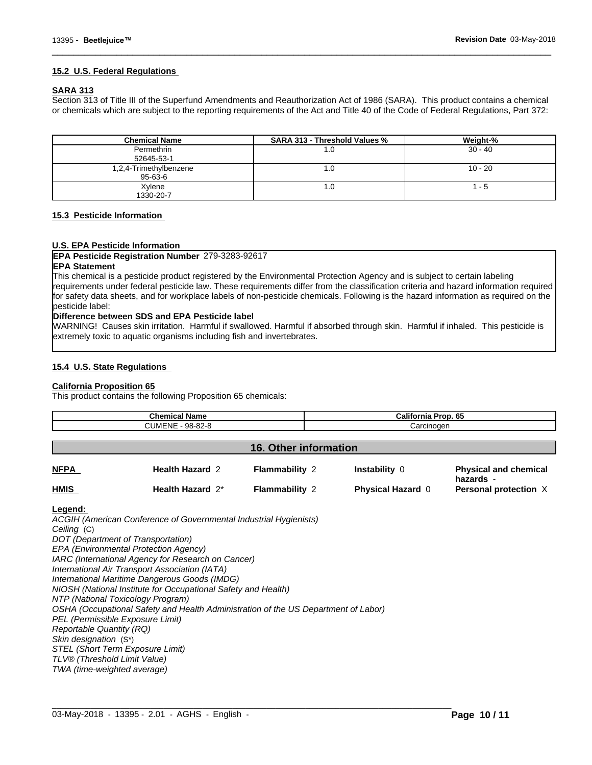### 15.2 U.S. Federal Regulations

**SARA 313**

Section 313 of Title III of the Superfund Amendments and Reauthorization Act of 1986 (SARA). This product contains a chemical or chemicals which are subject to the reporting requirements of the Act and Title 40 of the Code of Federal Regulations, Part 372:

| Chemical Name | SARA 313 - Threshold Values % | Weight-% |
|---|---|---|
| Permethrin 52645-53-1 | 1.0 | 30 - 40 |
| 1,2,4-Trimethylbenzene 95-63-6 | 1.0 | 10 - 20 |
| Xylene 1330-20-7 | 1.0 | 1 - 5 |

### 15.3 Pesticide Information

**U.S. EPA Pesticide Information**

**EPA Pesticide Registration Number** 279-3283-92617

**EPA Statement**

This chemical is a pesticide product registered by the Environmental Protection Agency and is subject to certain labeling requirements under federal pesticide law. These requirements differ from the classification criteria and hazard information required for safety data sheets, and for workplace labels of non-pesticide chemicals. Following is the hazard information as required on the pesticide label:

**Difference between SDS and EPA Pesticide label**

WARNING! Causes skin irritation. Harmful if swallowed. Harmful if absorbed through skin. Harmful if inhaled. This pesticide is extremely toxic to aquatic organisms including fish and invertebrates.

### 15.4 U.S. State Regulations

**California Proposition 65**

This product contains the following Proposition 65 chemicals:

| Chemical Name | California Prop. 65 |
|---|---|
| CUMENE - 98-82-8 | Carcinogen |

## 16. Other information

| | | | | |
|---|---|---|---|---|
| **NFPA** | **Health Hazard** 2 | **Flammability** 2 | **Instability** 0 | **Physical and chemical hazards** - |
| **HMIS** | **Health Hazard** 2* | **Flammability** 2 | **Physical Hazard** 0 | **Personal protection** X |

**Legend:**

*ACGIH (American Conference of Governmental Industrial Hygienists)*
*Ceiling* (C)
*DOT (Department of Transportation)*
*EPA (Environmental Protection Agency)*
*IARC (International Agency for Research on Cancer)*
*International Air Transport Association (IATA)*
*International Maritime Dangerous Goods (IMDG)*
*NIOSH (National Institute for Occupational Safety and Health)*
*NTP (National Toxicology Program)*
*OSHA (Occupational Safety and Health Administration of the US Department of Labor)*
*PEL (Permissible Exposure Limit)*
*Reportable Quantity (RQ)*
*Skin designation* (S*)
*STEL (Short Term Exposure Limit)*
*TLV® (Threshold Limit Value)*
*TWA (time-weighted average)*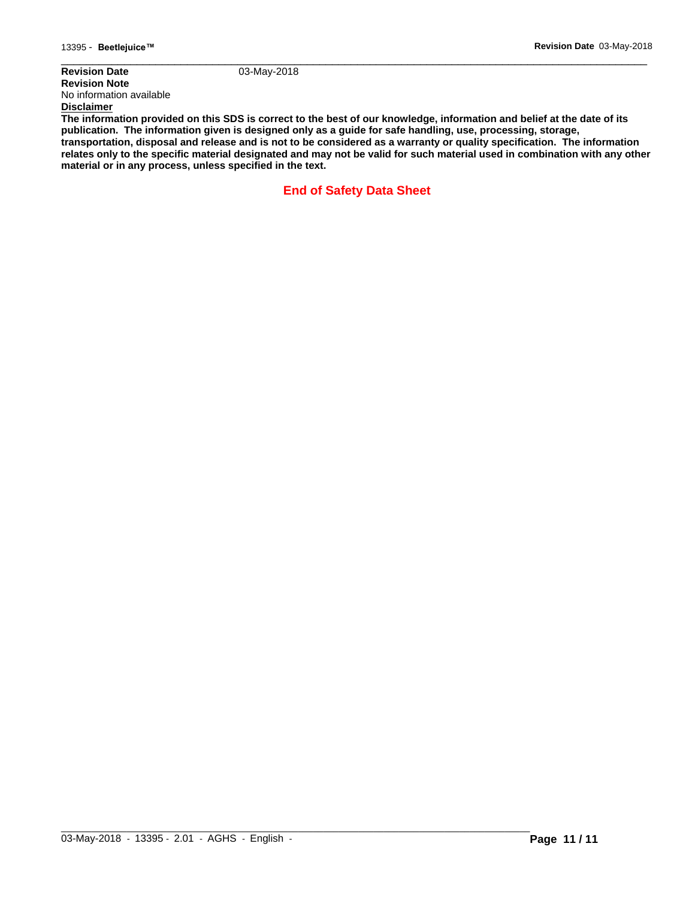**Revision Date** 03-May-2018

**Revision Note**

No information available

**Disclaimer**

**The information provided on this SDS is correct to the best of our knowledge, information and belief at the date of its publication. The information given is designed only as a guide for safe handling, use, processing, storage, transportation, disposal and release and is not to be considered as a warranty or quality specification. The information relates only to the specific material designated and may not be valid for such material used in combination with any other material or in any process, unless specified in the text.**

**End of Safety Data Sheet**